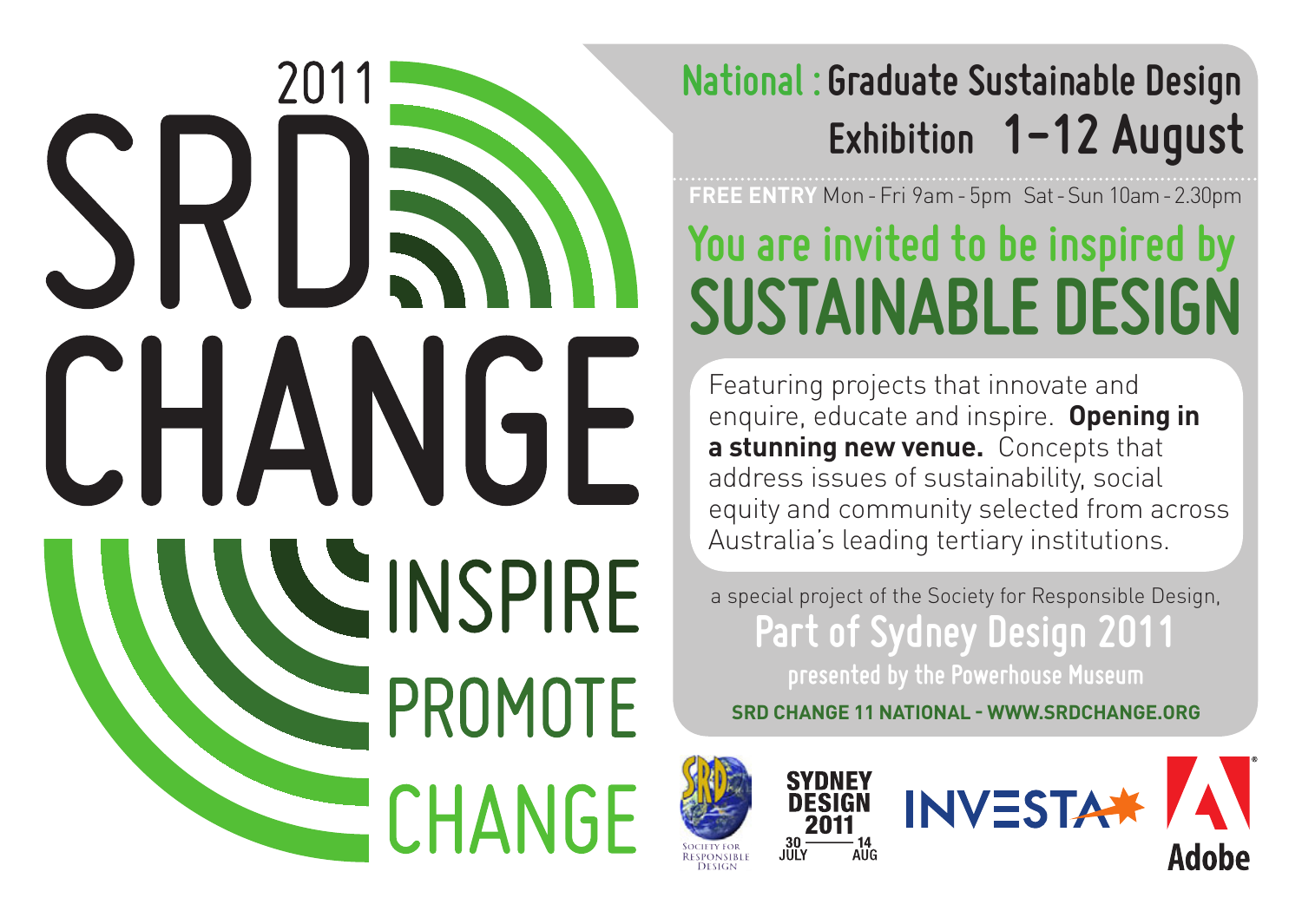# 2011 SRD CHANGE

INSPIRE
PROMOTE
CHANGE

## National : Graduate Sustainable Design Exhibition 1–12 August

**FREE ENTRY** Mon - Fri 9am - 5pm Sat - Sun 10am - 2.30pm

## You are invited to be inspired by SUSTAINABLE DESIGN

Featuring projects that innovate and enquire, educate and inspire. **Opening in a stunning new venue.** Concepts that address issues of sustainability, social equity and community selected from across Australia's leading tertiary institutions.

a special project of the Society for Responsible Design,

**Part of Sydney Design 2011**

**presented by the Powerhouse Museum**

**SRD CHANGE 11 NATIONAL - WWW.SRDCHANGE.ORG**

Society for Responsible Design

SYDNEY DESIGN 2011 30 JULY — 14 AUG

INVESTA

Adobe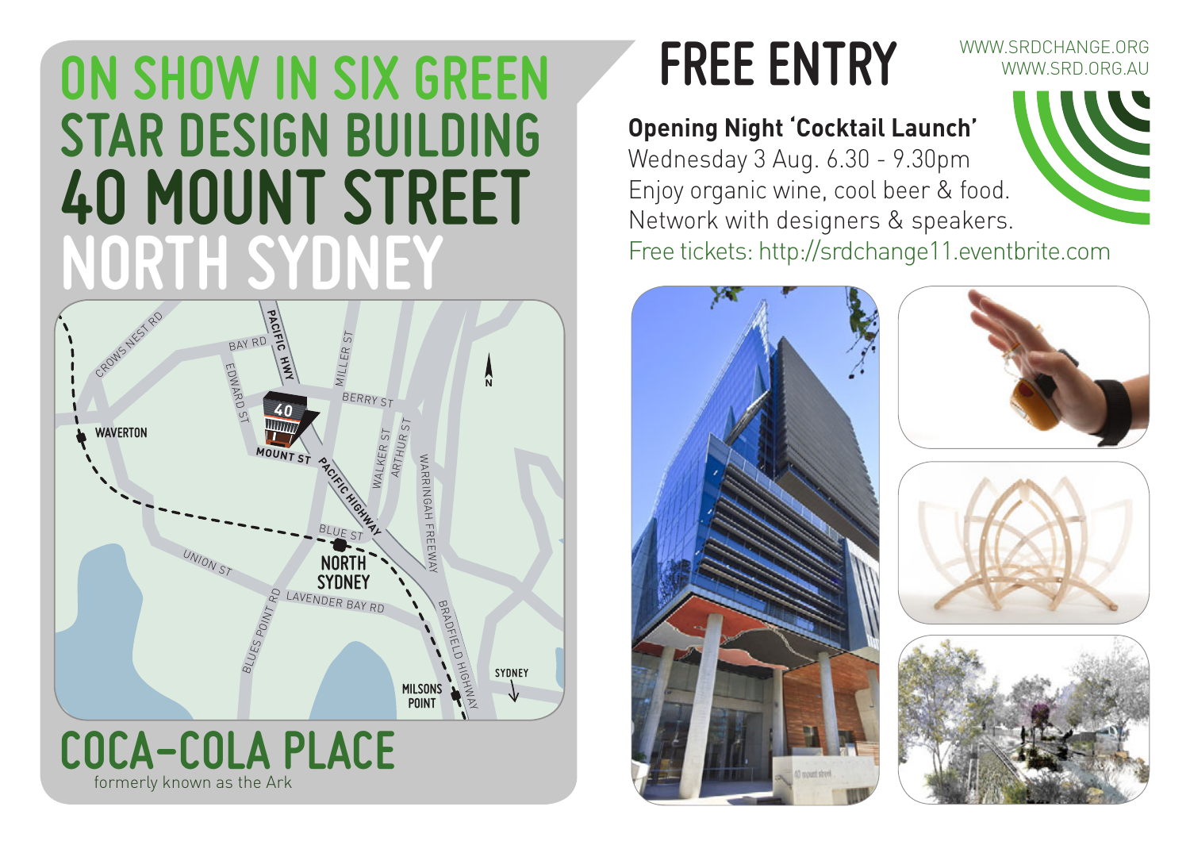# ON SHOW IN SIX GREEN STAR DESIGN BUILDING 40 MOUNT STREET NORTH SYDNEY

CROWS NEST RD
BAY RD
PACIFIC HWY
MILLER ST
EDWARD ST
BERRY ST
WAVERTON
40
MOUNT ST
PACIFIC HIGHWAY
WALKER ST
ARTHUR ST
WARRINGAH FREEWAY
N
BLUE ST
UNION ST
NORTH SYDNEY
BLUES POINT RD
LAVENDER BAY RD
BRADFIELD HIGHWAY
SYDNEY
MILSONS POINT

## COCA-COLA PLACE

formerly known as the Ark

# FREE ENTRY

WWW.SRDCHANGE.ORG
WWW.SRD.ORG.AU

**Opening Night 'Cocktail Launch'**
Wednesday 3 Aug. 6.30 - 9.30pm
Enjoy organic wine, cool beer & food.
Network with designers & speakers.
Free tickets: http://srdchange11.eventbrite.com